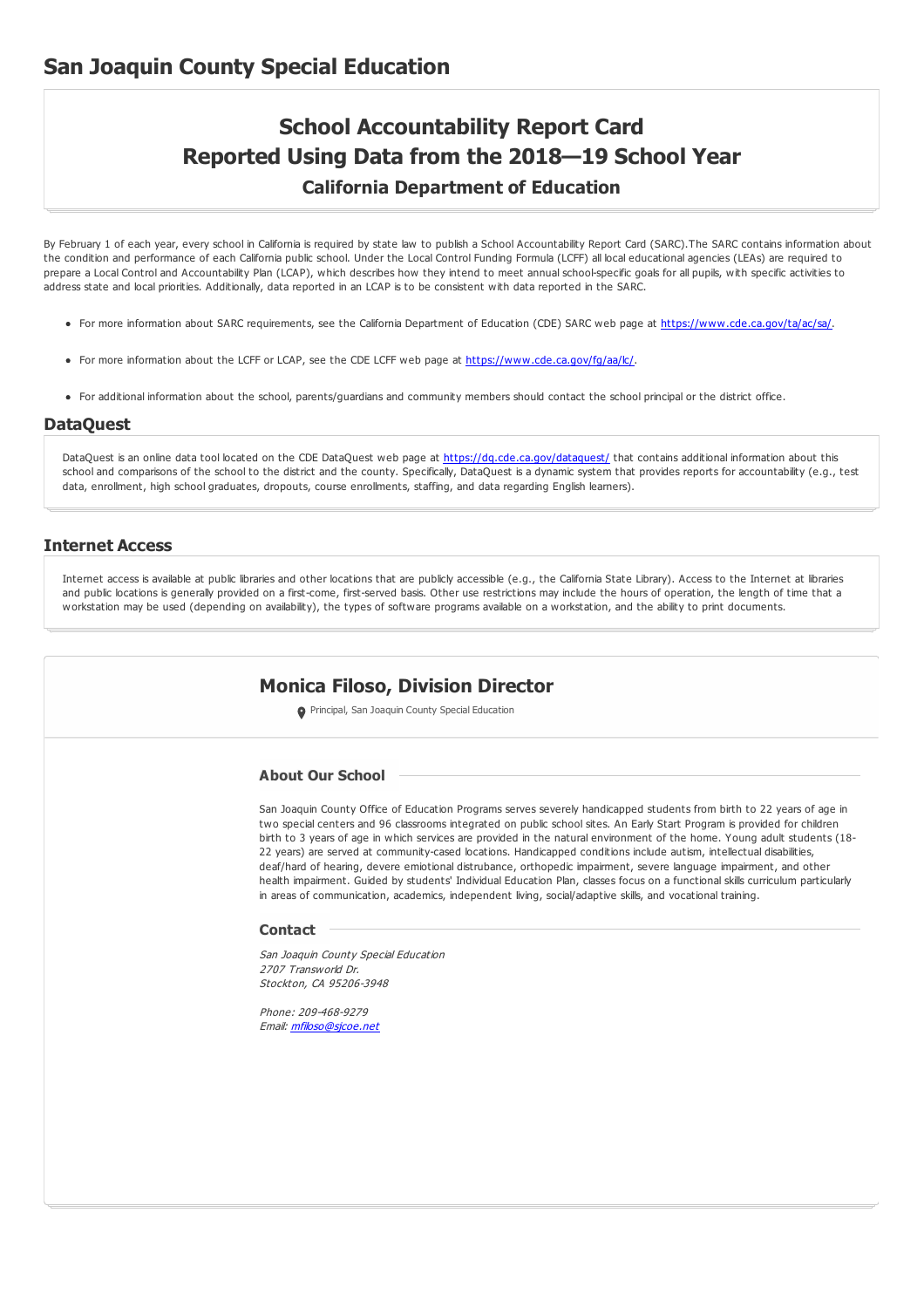# San Joaquin County Special Education

## School Accountability Report Card
## Reported Using Data from the 2018—19 School Year
### California Department of Education

By February 1 of each year, every school in California is required by state law to publish a School Accountability Report Card (SARC).The SARC contains information about the condition and performance of each California public school. Under the Local Control Funding Formula (LCFF) all local educational agencies (LEAs) are required to prepare a Local Control and Accountability Plan (LCAP), which describes how they intend to meet annual school-specific goals for all pupils, with specific activities to address state and local priorities. Additionally, data reported in an LCAP is to be consistent with data reported in the SARC.

- For more information about SARC requirements, see the California Department of Education (CDE) SARC web page at https://www.cde.ca.gov/ta/ac/sa/.
- For more information about the LCFF or LCAP, see the CDE LCFF web page at https://www.cde.ca.gov/fg/aa/lc/.
- For additional information about the school, parents/guardians and community members should contact the school principal or the district office.

## DataQuest

DataQuest is an online data tool located on the CDE DataQuest web page at https://dq.cde.ca.gov/dataquest/ that contains additional information about this school and comparisons of the school to the district and the county. Specifically, DataQuest is a dynamic system that provides reports for accountability (e.g., test data, enrollment, high school graduates, dropouts, course enrollments, staffing, and data regarding English learners).

## Internet Access

Internet access is available at public libraries and other locations that are publicly accessible (e.g., the California State Library). Access to the Internet at libraries and public locations is generally provided on a first-come, first-served basis. Other use restrictions may include the hours of operation, the length of time that a workstation may be used (depending on availability), the types of software programs available on a workstation, and the ability to print documents.

## Monica Filoso, Division Director

Principal, San Joaquin County Special Education

### About Our School

San Joaquin County Office of Education Programs serves severely handicapped students from birth to 22 years of age in two special centers and 96 classrooms integrated on public school sites. An Early Start Program is provided for children birth to 3 years of age in which services are provided in the natural environment of the home. Young adult students (18-22 years) are served at community-cased locations. Handicapped conditions include autism, intellectual disabilities, deaf/hard of hearing, devere emiotional distrubance, orthopedic impairment, severe language impairment, and other health impairment. Guided by students' Individual Education Plan, classes focus on a functional skills curriculum particularly in areas of communication, academics, independent living, social/adaptive skills, and vocational training.

### Contact

*San Joaquin County Special Education*
*2707 Transworld Dr.*
*Stockton, CA 95206-3948*

*Phone: 209-468-9279*
*Email: mfiloso@sjcoe.net*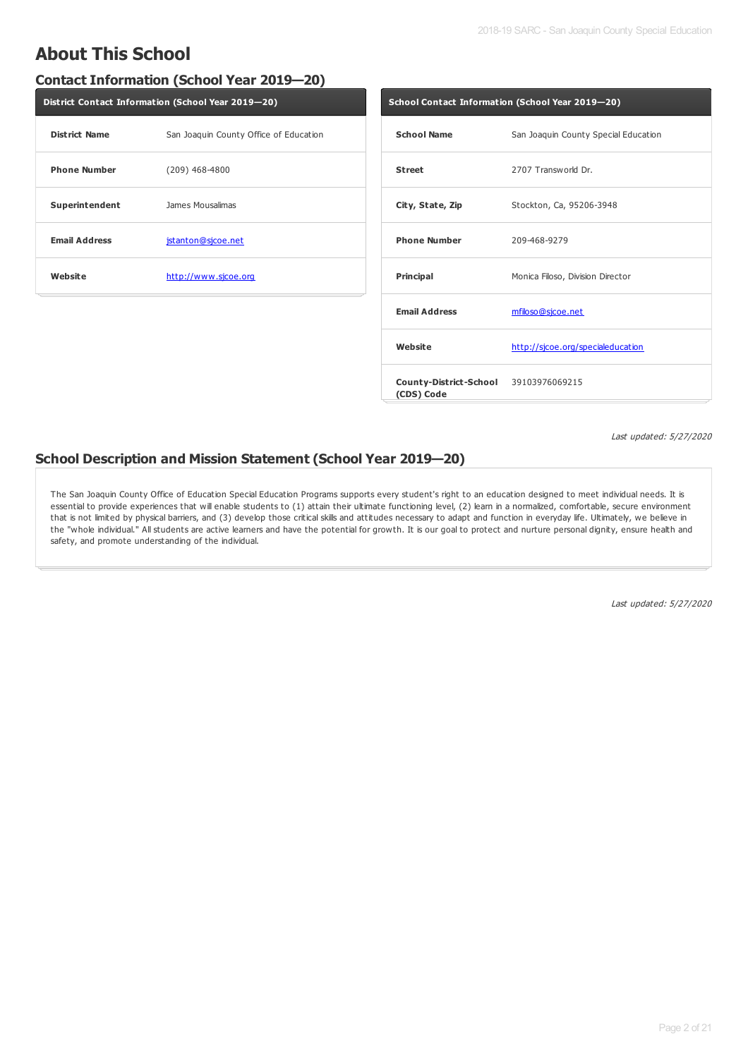# About This School

## Contact Information (School Year 2019—20)

| District Contact Information (School Year 2019—20) | |
|---|---|
| **District Name** | San Joaquin County Office of Education |
| **Phone Number** | (209) 468-4800 |
| **Superintendent** | James Mousalimas |
| **Email Address** | jstanton@sjcoe.net |
| **Website** | http://www.sjcoe.org |

| School Contact Information (School Year 2019—20) | |
|---|---|
| **School Name** | San Joaquin County Special Education |
| **Street** | 2707 Transworld Dr. |
| **City, State, Zip** | Stockton, Ca, 95206-3948 |
| **Phone Number** | 209-468-9279 |
| **Principal** | Monica Filoso, Division Director |
| **Email Address** | mfiloso@sjcoe.net |
| **Website** | http://sjcoe.org/specialeducation |
| **County-District-School (CDS) Code** | 39103976069215 |

*Last updated: 5/27/2020*

## School Description and Mission Statement (School Year 2019—20)

The San Joaquin County Office of Education Special Education Programs supports every student's right to an education designed to meet individual needs. It is essential to provide experiences that will enable students to (1) attain their ultimate functioning level, (2) learn in a normalized, comfortable, secure environment that is not limited by physical barriers, and (3) develop those critical skills and attitudes necessary to adapt and function in everyday life. Ultimately, we believe in the "whole individual." All students are active learners and have the potential for growth. It is our goal to protect and nurture personal dignity, ensure health and safety, and promote understanding of the individual.

*Last updated: 5/27/2020*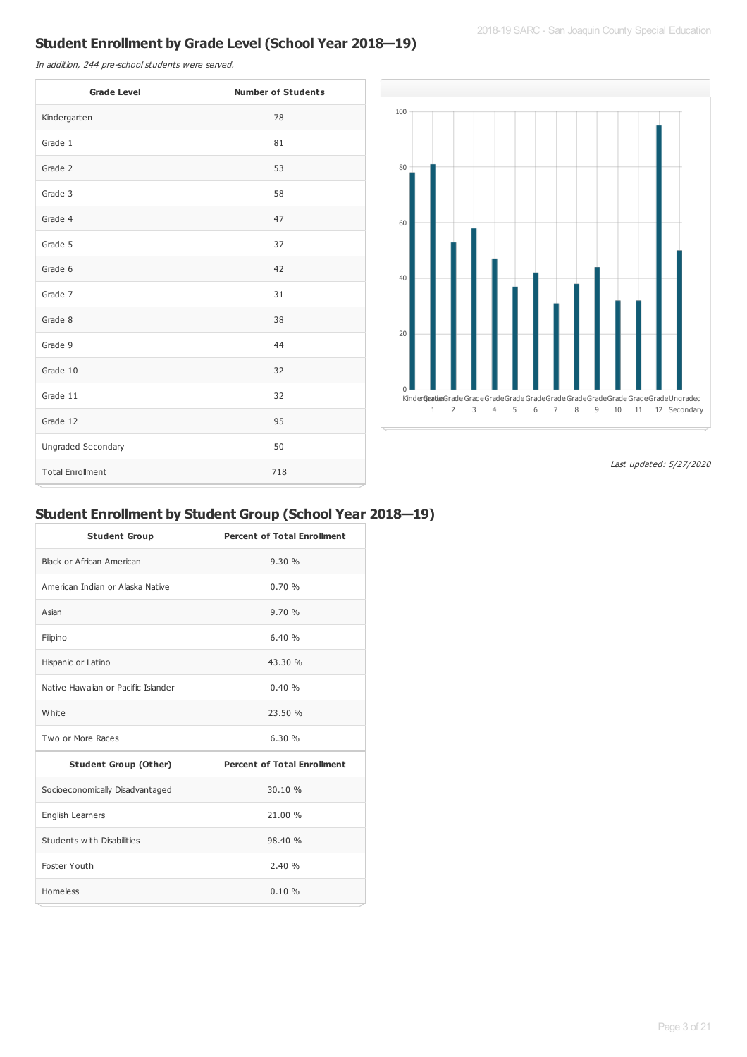## Student Enrollment by Grade Level (School Year 2018—19)

*In addition, 244 pre-school students were served.*

| Grade Level | Number of Students |
|---|---|
| Kindergarten | 78 |
| Grade 1 | 81 |
| Grade 2 | 53 |
| Grade 3 | 58 |
| Grade 4 | 47 |
| Grade 5 | 37 |
| Grade 6 | 42 |
| Grade 7 | 31 |
| Grade 8 | 38 |
| Grade 9 | 44 |
| Grade 10 | 32 |
| Grade 11 | 32 |
| Grade 12 | 95 |
| Ungraded Secondary | 50 |
| Total Enrollment | 718 |

100
80
60
40
20
0
Kindergarten Grade 1 Grade 2 Grade 3 Grade 4 Grade 5 Grade 6 Grade 7 Grade 8 Grade 9 Grade 10 Grade 11 Grade 12 Ungraded Secondary

*Last updated: 5/27/2020*

## Student Enrollment by Student Group (School Year 2018—19)

| Student Group | Percent of Total Enrollment |
|---|---|
| Black or African American | 9.30 % |
| American Indian or Alaska Native | 0.70 % |
| Asian | 9.70 % |
| Filipino | 6.40 % |
| Hispanic or Latino | 43.30 % |
| Native Hawaiian or Pacific Islander | 0.40 % |
| White | 23.50 % |
| Two or More Races | 6.30 % |
| **Student Group (Other)** | **Percent of Total Enrollment** |
| Socioeconomically Disadvantaged | 30.10 % |
| English Learners | 21.00 % |
| Students with Disabilities | 98.40 % |
| Foster Youth | 2.40 % |
| Homeless | 0.10 % |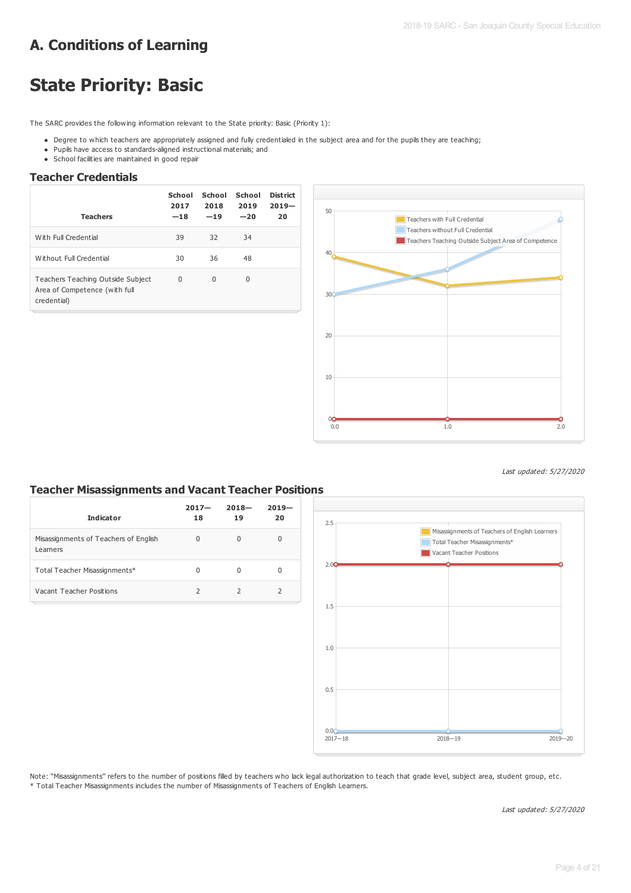## A. Conditions of Learning

# State Priority: Basic

The SARC provides the following information relevant to the State priority: Basic (Priority 1):

- Degree to which teachers are appropriately assigned and fully credentialed in the subject area and for the pupils they are teaching;
- Pupils have access to standards-aligned instructional materials; and
- School facilities are maintained in good repair

### Teacher Credentials

| Teachers | School 2017—18 | School 2018—19 | School 2019—20 | District 2019—20 |
|---|---|---|---|---|
| With Full Credential | 39 | 32 | 34 | |
| Without Full Credential | 30 | 36 | 48 | |
| Teachers Teaching Outside Subject Area of Competence (with full credential) | 0 | 0 | 0 | |

50
40
30
20
10
0
0.0
1.0
2.0
Teachers with Full Credential
Teachers without Full Credential
Teachers Teaching Outside Subject Area of Competence

*Last updated: 5/27/2020*

### Teacher Misassignments and Vacant Teacher Positions

| Indicator | 2017—18 | 2018—19 | 2019—20 |
|---|---|---|---|
| Misassignments of Teachers of English Learners | 0 | 0 | 0 |
| Total Teacher Misassignments* | 0 | 0 | 0 |
| Vacant Teacher Positions | 2 | 2 | 2 |

2.5
2.0
1.5
1.0
0.5
0.0
2017—18
2018—19
2019—20
Misassignments of Teachers of English Learners
Total Teacher Misassignments*
Vacant Teacher Positions

Note: "Misassignments" refers to the number of positions filled by teachers who lack legal authorization to teach that grade level, subject area, student group, etc.
* Total Teacher Misassignments includes the number of Misassignments of Teachers of English Learners.

*Last updated: 5/27/2020*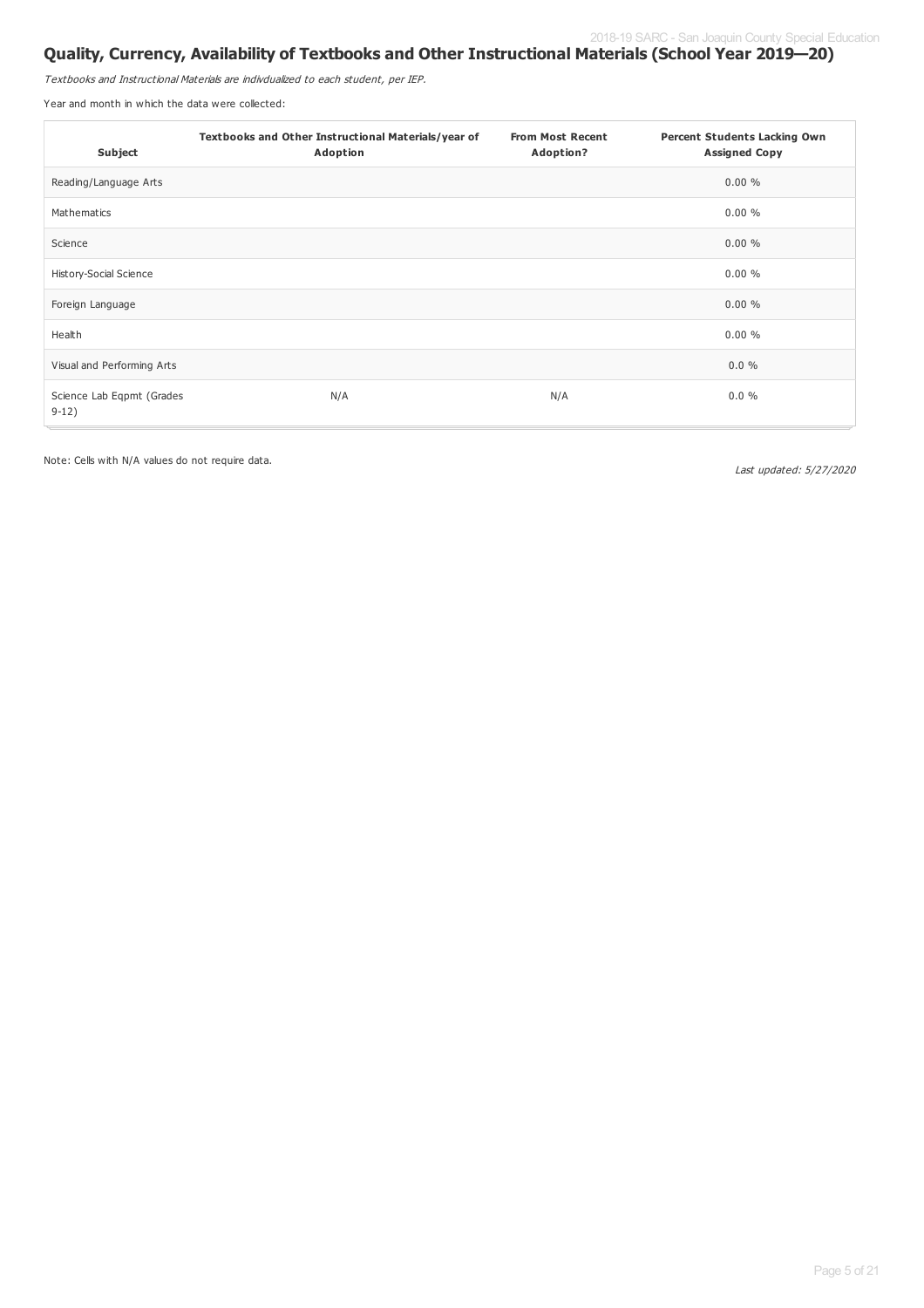## Quality, Currency, Availability of Textbooks and Other Instructional Materials (School Year 2019—20)

*Textbooks and Instructional Materials are indivdualized to each student, per IEP.*

Year and month in which the data were collected:

| Subject | Textbooks and Other Instructional Materials/year of Adoption | From Most Recent Adoption? | Percent Students Lacking Own Assigned Copy |
| --- | --- | --- | --- |
| Reading/Language Arts | | | 0.00 % |
| Mathematics | | | 0.00 % |
| Science | | | 0.00 % |
| History-Social Science | | | 0.00 % |
| Foreign Language | | | 0.00 % |
| Health | | | 0.00 % |
| Visual and Performing Arts | | | 0.0 % |
| Science Lab Eqpmt (Grades 9-12) | N/A | N/A | 0.0 % |

Note: Cells with N/A values do not require data.

*Last updated: 5/27/2020*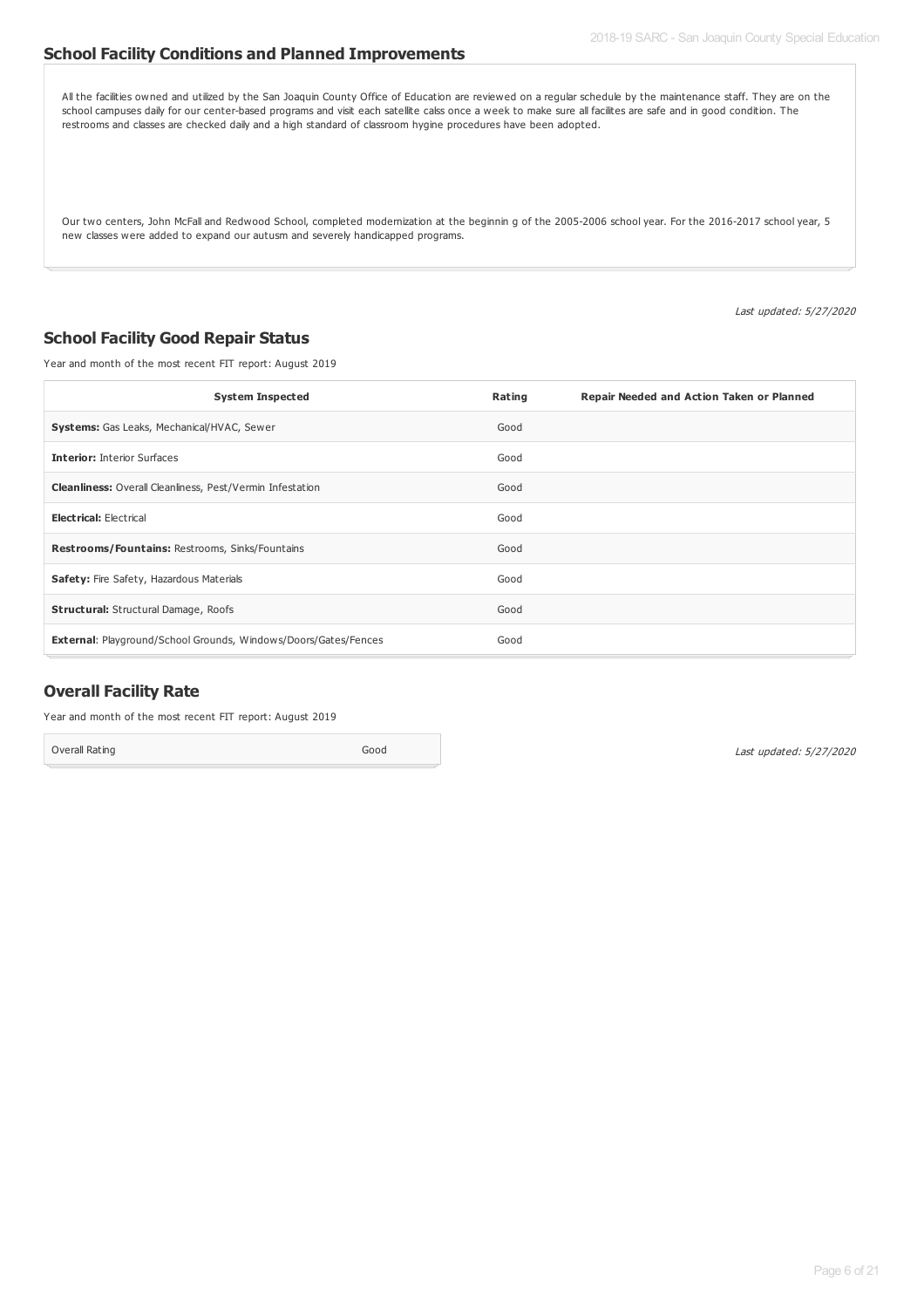## School Facility Conditions and Planned Improvements

All the facilities owned and utilized by the San Joaquin County Office of Education are reviewed on a regular schedule by the maintenance staff. They are on the school campuses daily for our center-based programs and visit each satellite calss once a week to make sure all facilites are safe and in good condition. The restrooms and classes are checked daily and a high standard of classroom hygine procedures have been adopted.

Our two centers, John McFall and Redwood School, completed modernization at the beginnin g of the 2005-2006 school year. For the 2016-2017 school year, 5 new classes were added to expand our autusm and severely handicapped programs.

*Last updated: 5/27/2020*

## School Facility Good Repair Status

Year and month of the most recent FIT report: August 2019

| System Inspected | Rating | Repair Needed and Action Taken or Planned |
| --- | --- | --- |
| **Systems:** Gas Leaks, Mechanical/HVAC, Sewer | Good | |
| **Interior:** Interior Surfaces | Good | |
| **Cleanliness:** Overall Cleanliness, Pest/Vermin Infestation | Good | |
| **Electrical:** Electrical | Good | |
| **Restrooms/Fountains:** Restrooms, Sinks/Fountains | Good | |
| **Safety:** Fire Safety, Hazardous Materials | Good | |
| **Structural:** Structural Damage, Roofs | Good | |
| **External**: Playground/School Grounds, Windows/Doors/Gates/Fences | Good | |

## Overall Facility Rate

Year and month of the most recent FIT report: August 2019

| | |
| --- | --- |
| Overall Rating | Good |

*Last updated: 5/27/2020*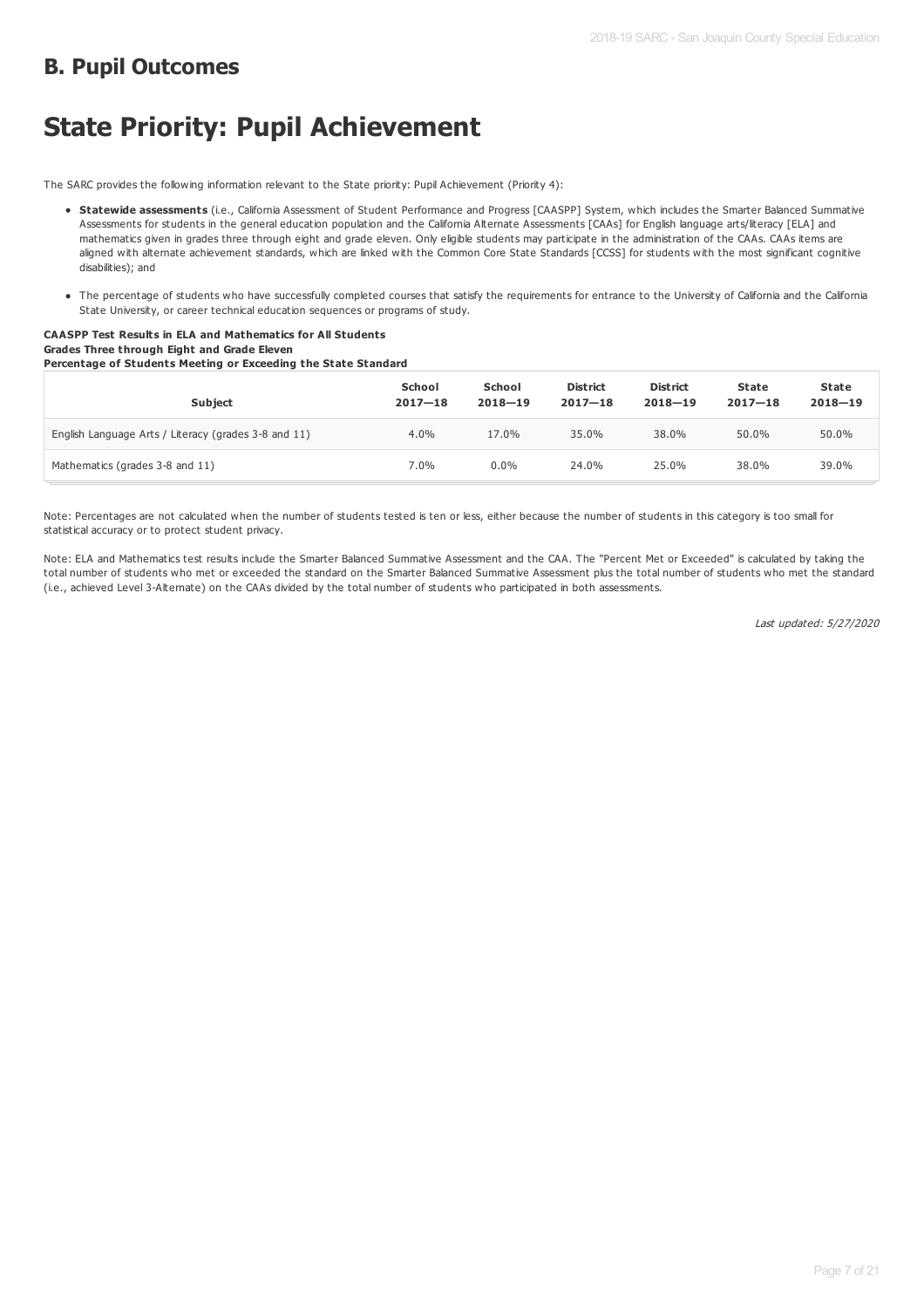## B. Pupil Outcomes

# State Priority: Pupil Achievement

The SARC provides the following information relevant to the State priority: Pupil Achievement (Priority 4):

- **Statewide assessments** (i.e., California Assessment of Student Performance and Progress [CAASPP] System, which includes the Smarter Balanced Summative Assessments for students in the general education population and the California Alternate Assessments [CAAs] for English language arts/literacy [ELA] and mathematics given in grades three through eight and grade eleven. Only eligible students may participate in the administration of the CAAs. CAAs items are aligned with alternate achievement standards, which are linked with the Common Core State Standards [CCSS] for students with the most significant cognitive disabilities); and
- The percentage of students who have successfully completed courses that satisfy the requirements for entrance to the University of California and the California State University, or career technical education sequences or programs of study.

**CAASPP Test Results in ELA and Mathematics for All Students**
**Grades Three through Eight and Grade Eleven**
**Percentage of Students Meeting or Exceeding the State Standard**

| Subject | School 2017—18 | School 2018—19 | District 2017—18 | District 2018—19 | State 2017—18 | State 2018—19 |
|---|---|---|---|---|---|---|
| English Language Arts / Literacy (grades 3-8 and 11) | 4.0% | 17.0% | 35.0% | 38.0% | 50.0% | 50.0% |
| Mathematics (grades 3-8 and 11) | 7.0% | 0.0% | 24.0% | 25.0% | 38.0% | 39.0% |

Note: Percentages are not calculated when the number of students tested is ten or less, either because the number of students in this category is too small for statistical accuracy or to protect student privacy.

Note: ELA and Mathematics test results include the Smarter Balanced Summative Assessment and the CAA. The "Percent Met or Exceeded" is calculated by taking the total number of students who met or exceeded the standard on the Smarter Balanced Summative Assessment plus the total number of students who met the standard (i.e., achieved Level 3-Alternate) on the CAAs divided by the total number of students who participated in both assessments.

*Last updated: 5/27/2020*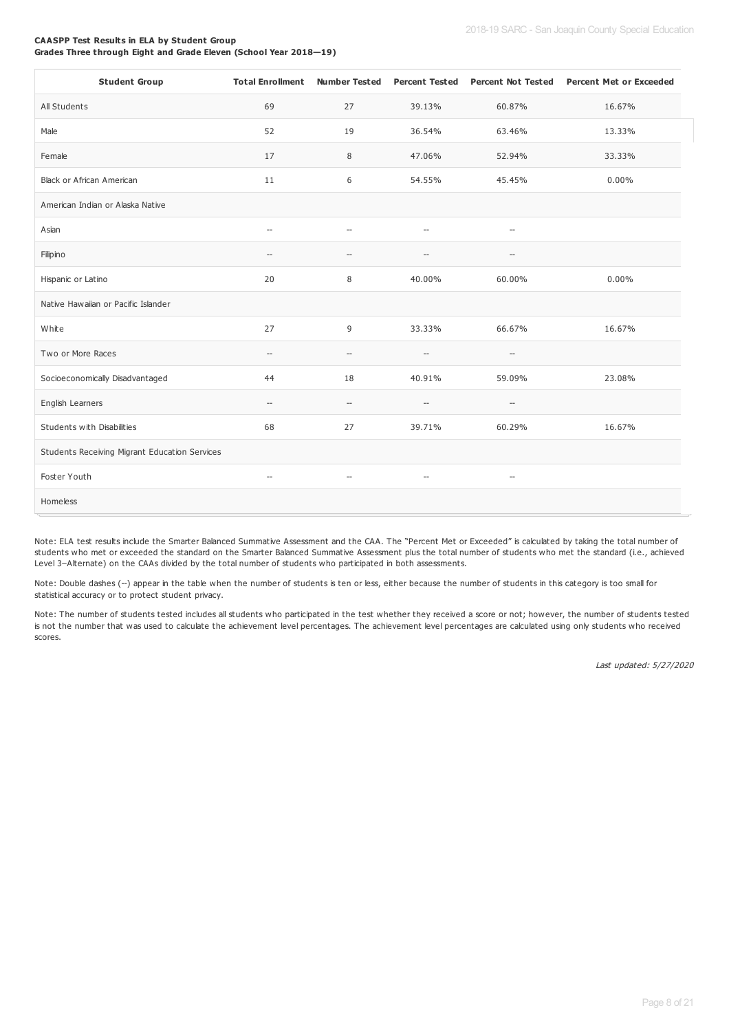**CAASPP Test Results in ELA by Student Group**
**Grades Three through Eight and Grade Eleven (School Year 2018—19)**

| Student Group | Total Enrollment | Number Tested | Percent Tested | Percent Not Tested | Percent Met or Exceeded |
|---|---|---|---|---|---|
| All Students | 69 | 27 | 39.13% | 60.87% | 16.67% |
| Male | 52 | 19 | 36.54% | 63.46% | 13.33% |
| Female | 17 | 8 | 47.06% | 52.94% | 33.33% |
| Black or African American | 11 | 6 | 54.55% | 45.45% | 0.00% |
| American Indian or Alaska Native | | | | | |
| Asian | -- | -- | -- | -- | |
| Filipino | -- | -- | -- | -- | |
| Hispanic or Latino | 20 | 8 | 40.00% | 60.00% | 0.00% |
| Native Hawaiian or Pacific Islander | | | | | |
| White | 27 | 9 | 33.33% | 66.67% | 16.67% |
| Two or More Races | -- | -- | -- | -- | |
| Socioeconomically Disadvantaged | 44 | 18 | 40.91% | 59.09% | 23.08% |
| English Learners | -- | -- | -- | -- | |
| Students with Disabilities | 68 | 27 | 39.71% | 60.29% | 16.67% |
| Students Receiving Migrant Education Services | | | | | |
| Foster Youth | -- | -- | -- | -- | |
| Homeless | | | | | |

Note: ELA test results include the Smarter Balanced Summative Assessment and the CAA. The "Percent Met or Exceeded" is calculated by taking the total number of students who met or exceeded the standard on the Smarter Balanced Summative Assessment plus the total number of students who met the standard (i.e., achieved Level 3–Alternate) on the CAAs divided by the total number of students who participated in both assessments.

Note: Double dashes (--) appear in the table when the number of students is ten or less, either because the number of students in this category is too small for statistical accuracy or to protect student privacy.

Note: The number of students tested includes all students who participated in the test whether they received a score or not; however, the number of students tested is not the number that was used to calculate the achievement level percentages. The achievement level percentages are calculated using only students who received scores.

*Last updated: 5/27/2020*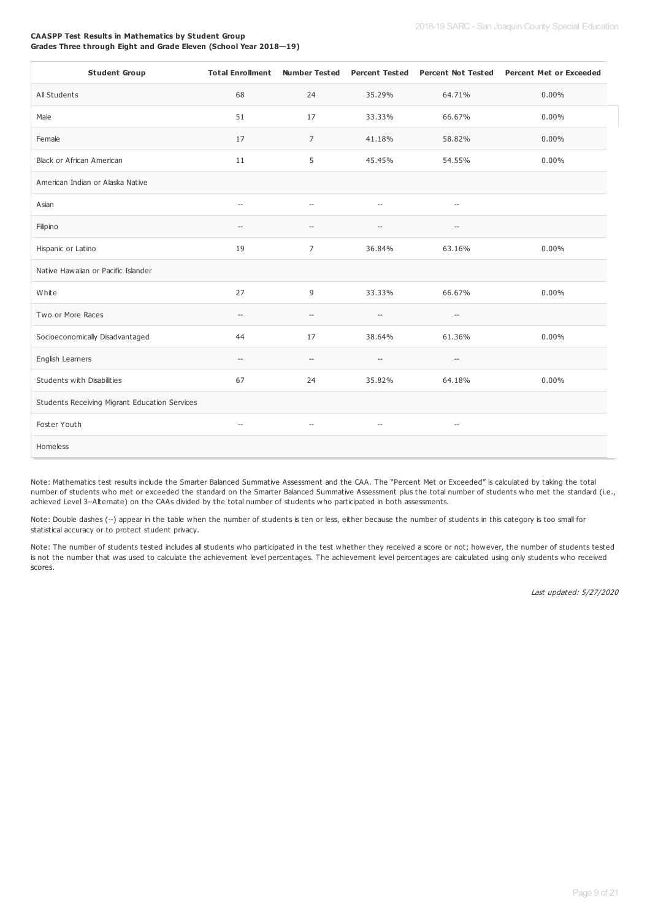**CAASPP Test Results in Mathematics by Student Group**
**Grades Three through Eight and Grade Eleven (School Year 2018—19)**

| Student Group | Total Enrollment | Number Tested | Percent Tested | Percent Not Tested | Percent Met or Exceeded |
|---|---|---|---|---|---|
| All Students | 68 | 24 | 35.29% | 64.71% | 0.00% |
| Male | 51 | 17 | 33.33% | 66.67% | 0.00% |
| Female | 17 | 7 | 41.18% | 58.82% | 0.00% |
| Black or African American | 11 | 5 | 45.45% | 54.55% | 0.00% |
| American Indian or Alaska Native | | | | | |
| Asian | -- | -- | -- | -- | |
| Filipino | -- | -- | -- | -- | |
| Hispanic or Latino | 19 | 7 | 36.84% | 63.16% | 0.00% |
| Native Hawaiian or Pacific Islander | | | | | |
| White | 27 | 9 | 33.33% | 66.67% | 0.00% |
| Two or More Races | -- | -- | -- | -- | |
| Socioeconomically Disadvantaged | 44 | 17 | 38.64% | 61.36% | 0.00% |
| English Learners | -- | -- | -- | -- | |
| Students with Disabilities | 67 | 24 | 35.82% | 64.18% | 0.00% |
| Students Receiving Migrant Education Services | | | | | |
| Foster Youth | -- | -- | -- | -- | |
| Homeless | | | | | |

Note: Mathematics test results include the Smarter Balanced Summative Assessment and the CAA. The "Percent Met or Exceeded" is calculated by taking the total number of students who met or exceeded the standard on the Smarter Balanced Summative Assessment plus the total number of students who met the standard (i.e., achieved Level 3–Alternate) on the CAAs divided by the total number of students who participated in both assessments.

Note: Double dashes (--) appear in the table when the number of students is ten or less, either because the number of students in this category is too small for statistical accuracy or to protect student privacy.

Note: The number of students tested includes all students who participated in the test whether they received a score or not; however, the number of students tested is not the number that was used to calculate the achievement level percentages. The achievement level percentages are calculated using only students who received scores.

*Last updated: 5/27/2020*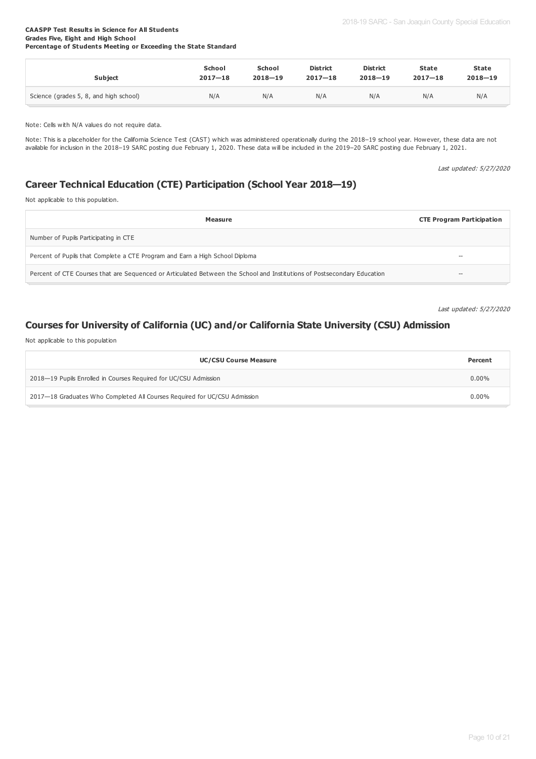**CAASPP Test Results in Science for All Students**
**Grades Five, Eight and High School**
**Percentage of Students Meeting or Exceeding the State Standard**

| Subject | School 2017—18 | School 2018—19 | District 2017—18 | District 2018—19 | State 2017—18 | State 2018—19 |
|---|---|---|---|---|---|---|
| Science (grades 5, 8, and high school) | N/A | N/A | N/A | N/A | N/A | N/A |

Note: Cells with N/A values do not require data.

Note: This is a placeholder for the California Science Test (CAST) which was administered operationally during the 2018–19 school year. However, these data are not available for inclusion in the 2018–19 SARC posting due February 1, 2020. These data will be included in the 2019–20 SARC posting due February 1, 2021.

*Last updated: 5/27/2020*

## Career Technical Education (CTE) Participation (School Year 2018—19)

Not applicable to this population.

| Measure | CTE Program Participation |
|---|---|
| Number of Pupils Participating in CTE | |
| Percent of Pupils that Complete a CTE Program and Earn a High School Diploma | -- |
| Percent of CTE Courses that are Sequenced or Articulated Between the School and Institutions of Postsecondary Education | -- |

*Last updated: 5/27/2020*

## Courses for University of California (UC) and/or California State University (CSU) Admission

Not applicable to this population

| UC/CSU Course Measure | Percent |
|---|---|
| 2018—19 Pupils Enrolled in Courses Required for UC/CSU Admission | 0.00% |
| 2017—18 Graduates Who Completed All Courses Required for UC/CSU Admission | 0.00% |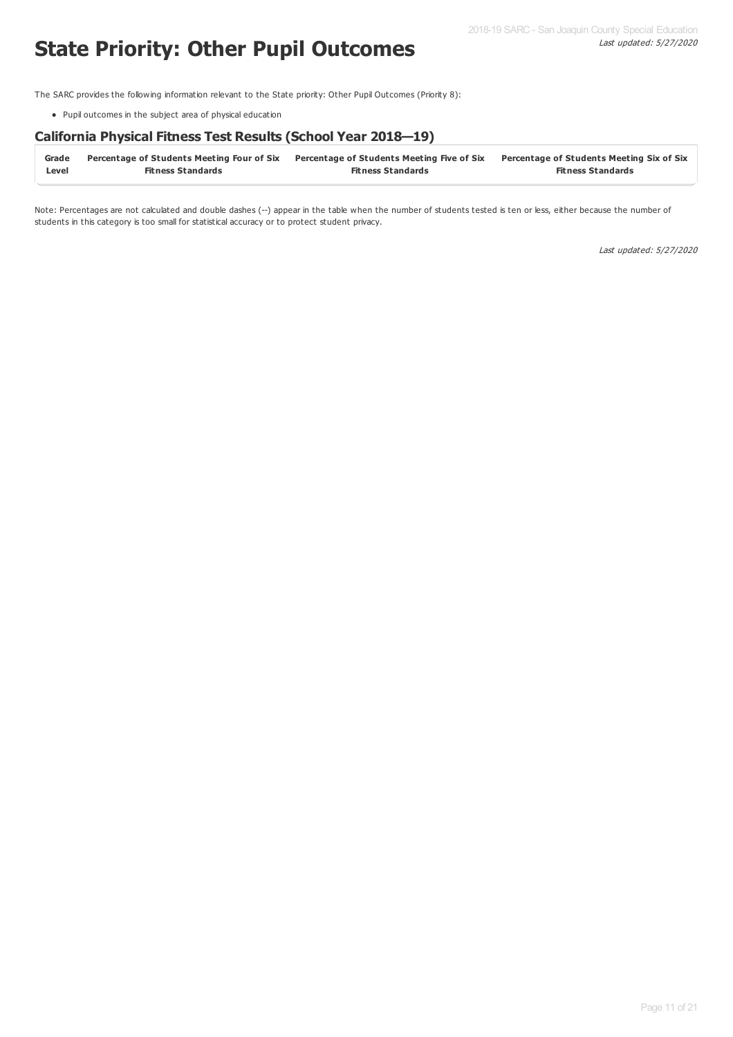# State Priority: Other Pupil Outcomes

The SARC provides the following information relevant to the State priority: Other Pupil Outcomes (Priority 8):

- Pupil outcomes in the subject area of physical education

## California Physical Fitness Test Results (School Year 2018—19)

| Grade Level | Percentage of Students Meeting Four of Six Fitness Standards | Percentage of Students Meeting Five of Six Fitness Standards | Percentage of Students Meeting Six of Six Fitness Standards |
|---|---|---|---|

Note: Percentages are not calculated and double dashes (--) appear in the table when the number of students tested is ten or less, either because the number of students in this category is too small for statistical accuracy or to protect student privacy.

*Last updated: 5/27/2020*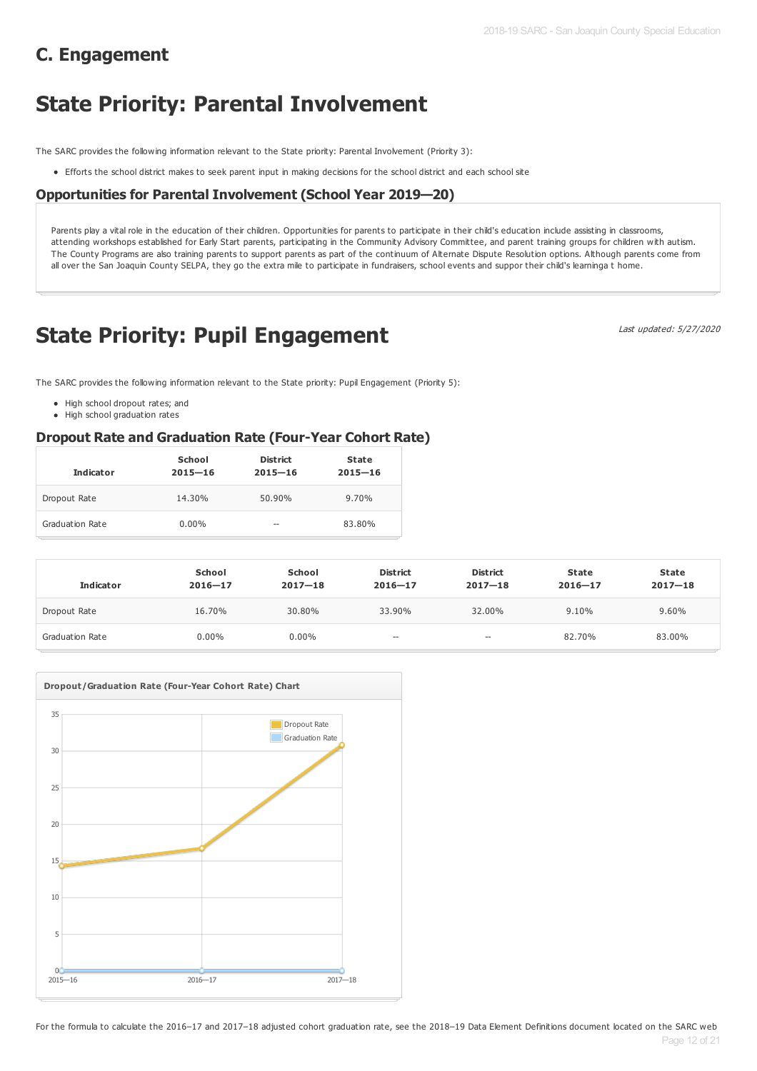## C. Engagement

# State Priority: Parental Involvement

The SARC provides the following information relevant to the State priority: Parental Involvement (Priority 3):

- Efforts the school district makes to seek parent input in making decisions for the school district and each school site

### Opportunities for Parental Involvement (School Year 2019—20)

Parents play a vital role in the education of their children. Opportunities for parents to participate in their child's education include assisting in classrooms, attending workshops established for Early Start parents, participating in the Community Advisory Committee, and parent training groups for children with autism. The County Programs are also training parents to support parents as part of the continuum of Alternate Dispute Resolution options. Although parents come from all over the San Joaquin County SELPA, they go the extra mile to participate in fundraisers, school events and suppor their child's learninga t home.

# State Priority: Pupil Engagement

*Last updated: 5/27/2020*

The SARC provides the following information relevant to the State priority: Pupil Engagement (Priority 5):

- High school dropout rates; and
- High school graduation rates

### Dropout Rate and Graduation Rate (Four-Year Cohort Rate)

| Indicator | School 2015—16 | District 2015—16 | State 2015—16 |
|---|---|---|---|
| Dropout Rate | 14.30% | 50.90% | 9.70% |
| Graduation Rate | 0.00% | -- | 83.80% |

| Indicator | School 2016—17 | School 2017—18 | District 2016—17 | District 2017—18 | State 2016—17 | State 2017—18 |
|---|---|---|---|---|---|---|
| Dropout Rate | 16.70% | 30.80% | 33.90% | 32.00% | 9.10% | 9.60% |
| Graduation Rate | 0.00% | 0.00% | -- | -- | 82.70% | 83.00% |

**Dropout/Graduation Rate (Four-Year Cohort Rate) Chart**

Dropout Rate
Graduation Rate
35
30
25
20
15
10
5
0
2015—16
2016—17
2017—18

For the formula to calculate the 2016–17 and 2017–18 adjusted cohort graduation rate, see the 2018–19 Data Element Definitions document located on the SARC web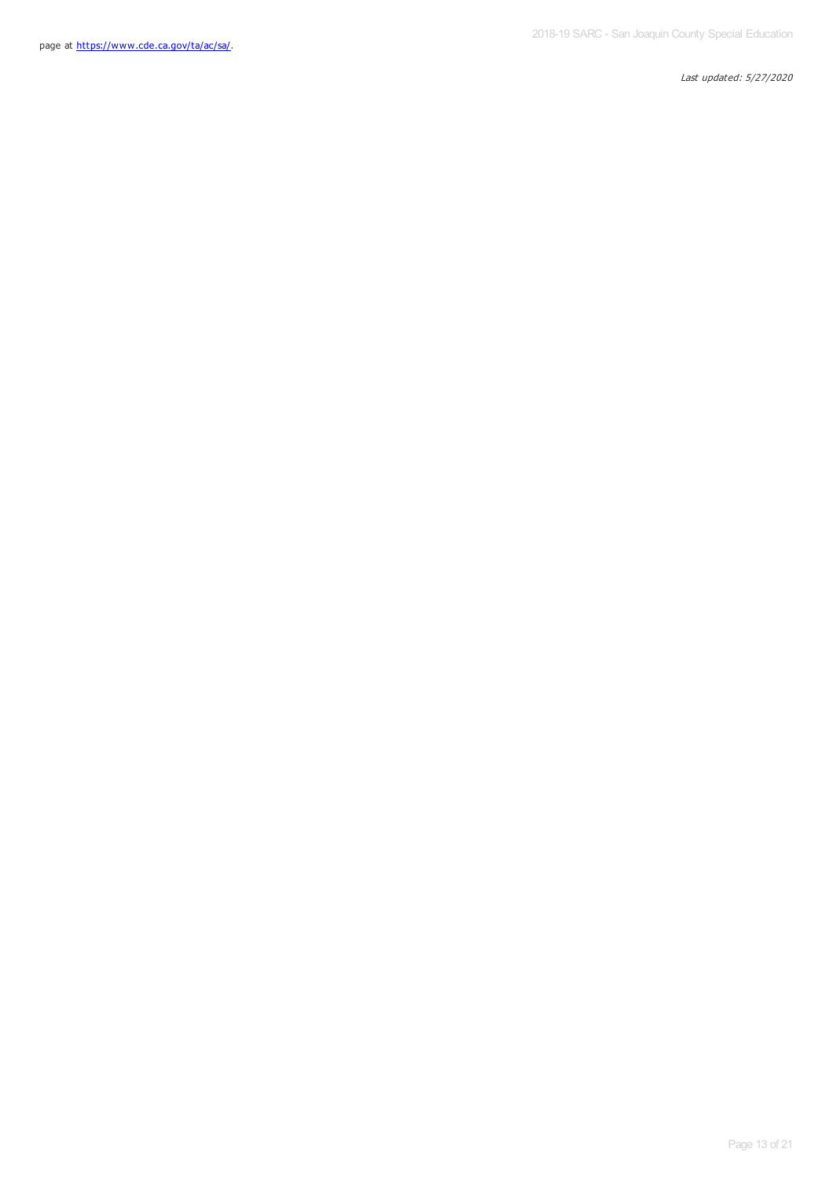page at [https://www.cde.ca.gov/ta/ac/sa/](https://www.cde.ca.gov/ta/ac/sa/).

*Last updated: 5/27/2020*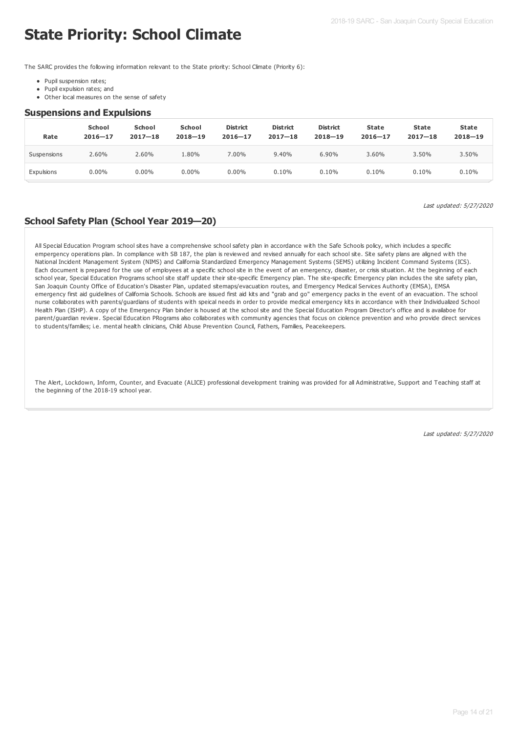# State Priority: School Climate

The SARC provides the following information relevant to the State priority: School Climate (Priority 6):

- Pupil suspension rates;
- Pupil expulsion rates; and
- Other local measures on the sense of safety

## Suspensions and Expulsions

| Rate | School 2016—17 | School 2017—18 | School 2018—19 | District 2016—17 | District 2017—18 | District 2018—19 | State 2016—17 | State 2017—18 | State 2018—19 |
|---|---|---|---|---|---|---|---|---|---|
| Suspensions | 2.60% | 2.60% | 1.80% | 7.00% | 9.40% | 6.90% | 3.60% | 3.50% | 3.50% |
| Expulsions | 0.00% | 0.00% | 0.00% | 0.00% | 0.10% | 0.10% | 0.10% | 0.10% | 0.10% |

*Last updated: 5/27/2020*

## School Safety Plan (School Year 2019—20)

All Special Education Program school sites have a comprehensive school safety plan in accordance with the Safe Schools policy, which includes a specific empergency operations plan. In compliance with SB 187, the plan is reviewed and revised annually for each school site. Site safety plans are aligned with the National Incident Management System (NIMS) and California Standardized Emergency Management Systems (SEMS) utilizing Incident Command Systems (ICS). Each document is prepared for the use of employees at a specific school site in the event of an emergency, disaster, or crisis situation. At the beginning of each school year, Special Education Programs school site staff update their site-specific Emergency plan. The site-specific Emergency plan includes the site safety plan, San Joaquin County Office of Education's Disaster Plan, updated sitemaps/evacuation routes, and Emergency Medical Services Authority (EMSA), EMSA emergency first aid guidelines of California Schools. Schools are issued first aid kits and "grab and go" emergency packs in the event of an evacuation. The school nurse collaborates with parents/guardians of students with speical needs in order to provide medical emergency kits in accordance with their Individualized School Health Plan (ISHP). A copy of the Emergency Plan binder is housed at the school site and the Special Education Program Director's office and is availaboe for parent/guardian review. Special Education PRograms also collaborates with community agencies that focus on cience prevention and who provide direct services to students/families; i.e. mental health clinicians, Child Abuse Prevention Council, Fathers, Families, Peacekeepers.

The Alert, Lockdown, Inform, Counter, and Evacuate (ALICE) professional development training was provided for all Administrative, Support and Teaching staff at the beginning of the 2018-19 school year.

*Last updated: 5/27/2020*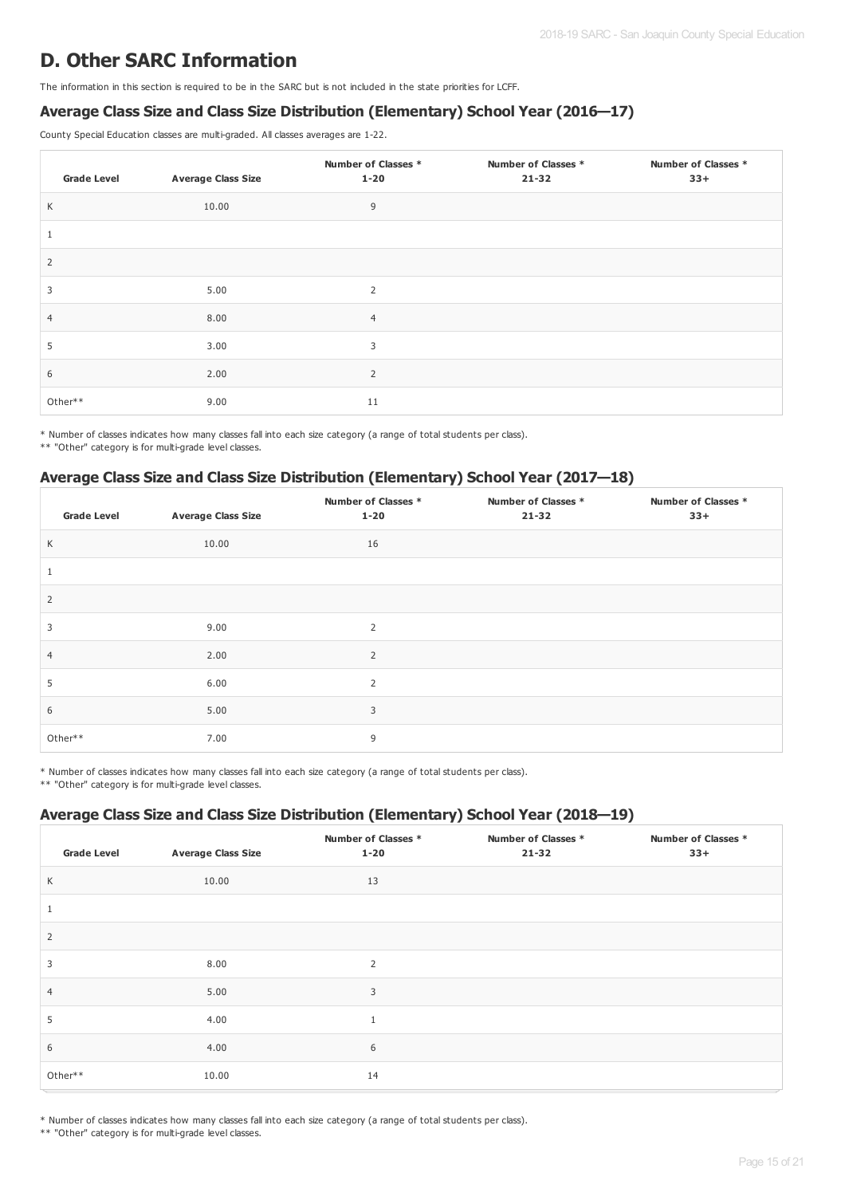# D. Other SARC Information

The information in this section is required to be in the SARC but is not included in the state priorities for LCFF.

### Average Class Size and Class Size Distribution (Elementary) School Year (2016—17)

County Special Education classes are multi-graded. All classes averages are 1-22.

| Grade Level | Average Class Size | Number of Classes * 1-20 | Number of Classes * 21-32 | Number of Classes * 33+ |
|---|---|---|---|---|
| K | 10.00 | 9 | | |
| 1 | | | | |
| 2 | | | | |
| 3 | 5.00 | 2 | | |
| 4 | 8.00 | 4 | | |
| 5 | 3.00 | 3 | | |
| 6 | 2.00 | 2 | | |
| Other** | 9.00 | 11 | | |

* Number of classes indicates how many classes fall into each size category (a range of total students per class).

** "Other" category is for multi-grade level classes.

### Average Class Size and Class Size Distribution (Elementary) School Year (2017—18)

| Grade Level | Average Class Size | Number of Classes * 1-20 | Number of Classes * 21-32 | Number of Classes * 33+ |
|---|---|---|---|---|
| K | 10.00 | 16 | | |
| 1 | | | | |
| 2 | | | | |
| 3 | 9.00 | 2 | | |
| 4 | 2.00 | 2 | | |
| 5 | 6.00 | 2 | | |
| 6 | 5.00 | 3 | | |
| Other** | 7.00 | 9 | | |

* Number of classes indicates how many classes fall into each size category (a range of total students per class).

** "Other" category is for multi-grade level classes.

### Average Class Size and Class Size Distribution (Elementary) School Year (2018—19)

| Grade Level | Average Class Size | Number of Classes * 1-20 | Number of Classes * 21-32 | Number of Classes * 33+ |
|---|---|---|---|---|
| K | 10.00 | 13 | | |
| 1 | | | | |
| 2 | | | | |
| 3 | 8.00 | 2 | | |
| 4 | 5.00 | 3 | | |
| 5 | 4.00 | 1 | | |
| 6 | 4.00 | 6 | | |
| Other** | 10.00 | 14 | | |

* Number of classes indicates how many classes fall into each size category (a range of total students per class).

** "Other" category is for multi-grade level classes.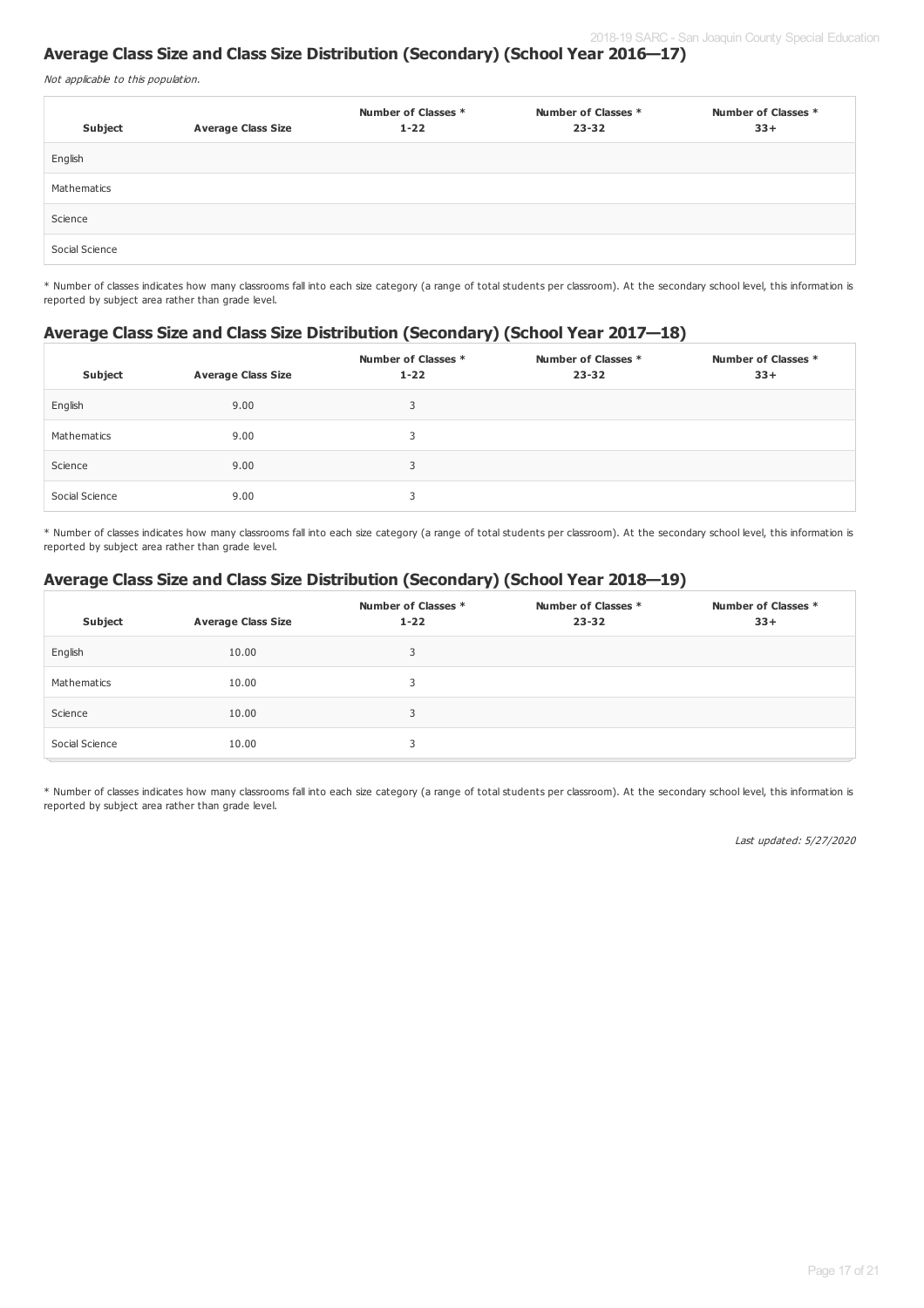## Average Class Size and Class Size Distribution (Secondary) (School Year 2016—17)

*Not applicable to this population.*

| Subject | Average Class Size | Number of Classes * 1-22 | Number of Classes * 23-32 | Number of Classes * 33+ |
|---|---|---|---|---|
| English | | | | |
| Mathematics | | | | |
| Science | | | | |
| Social Science | | | | |

* Number of classes indicates how many classrooms fall into each size category (a range of total students per classroom). At the secondary school level, this information is reported by subject area rather than grade level.

## Average Class Size and Class Size Distribution (Secondary) (School Year 2017—18)

| Subject | Average Class Size | Number of Classes * 1-22 | Number of Classes * 23-32 | Number of Classes * 33+ |
|---|---|---|---|---|
| English | 9.00 | 3 | | |
| Mathematics | 9.00 | 3 | | |
| Science | 9.00 | 3 | | |
| Social Science | 9.00 | 3 | | |

* Number of classes indicates how many classrooms fall into each size category (a range of total students per classroom). At the secondary school level, this information is reported by subject area rather than grade level.

## Average Class Size and Class Size Distribution (Secondary) (School Year 2018—19)

| Subject | Average Class Size | Number of Classes * 1-22 | Number of Classes * 23-32 | Number of Classes * 33+ |
|---|---|---|---|---|
| English | 10.00 | 3 | | |
| Mathematics | 10.00 | 3 | | |
| Science | 10.00 | 3 | | |
| Social Science | 10.00 | 3 | | |

* Number of classes indicates how many classrooms fall into each size category (a range of total students per classroom). At the secondary school level, this information is reported by subject area rather than grade level.

*Last updated: 5/27/2020*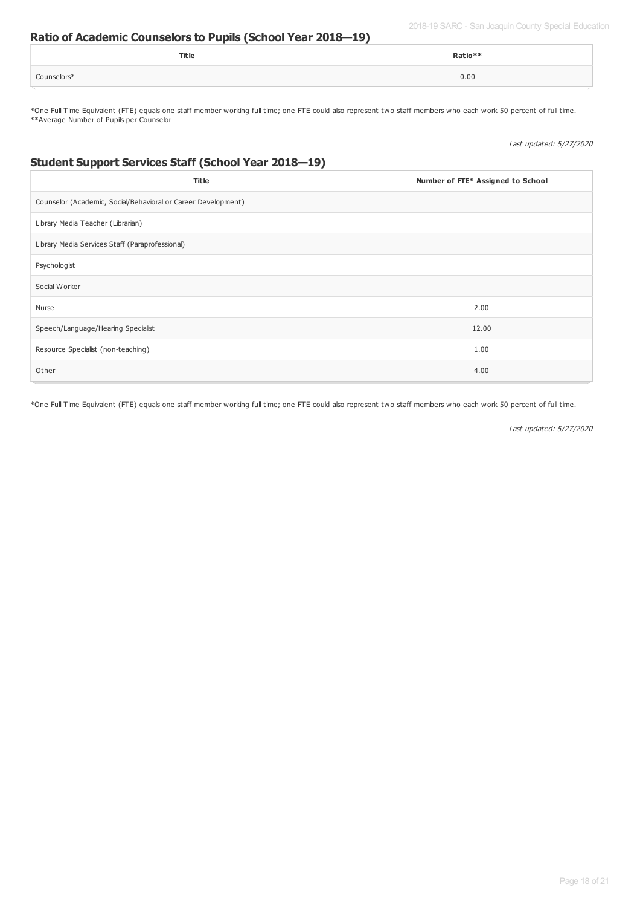## Ratio of Academic Counselors to Pupils (School Year 2018—19)

| Title | Ratio** |
| --- | --- |
| Counselors* | 0.00 |

*One Full Time Equivalent (FTE) equals one staff member working full time; one FTE could also represent two staff members who each work 50 percent of full time.
**Average Number of Pupils per Counselor

*Last updated: 5/27/2020*

## Student Support Services Staff (School Year 2018—19)

| Title | Number of FTE* Assigned to School |
| --- | --- |
| Counselor (Academic, Social/Behavioral or Career Development) | |
| Library Media Teacher (Librarian) | |
| Library Media Services Staff (Paraprofessional) | |
| Psychologist | |
| Social Worker | |
| Nurse | 2.00 |
| Speech/Language/Hearing Specialist | 12.00 |
| Resource Specialist (non-teaching) | 1.00 |
| Other | 4.00 |

*One Full Time Equivalent (FTE) equals one staff member working full time; one FTE could also represent two staff members who each work 50 percent of full time.

*Last updated: 5/27/2020*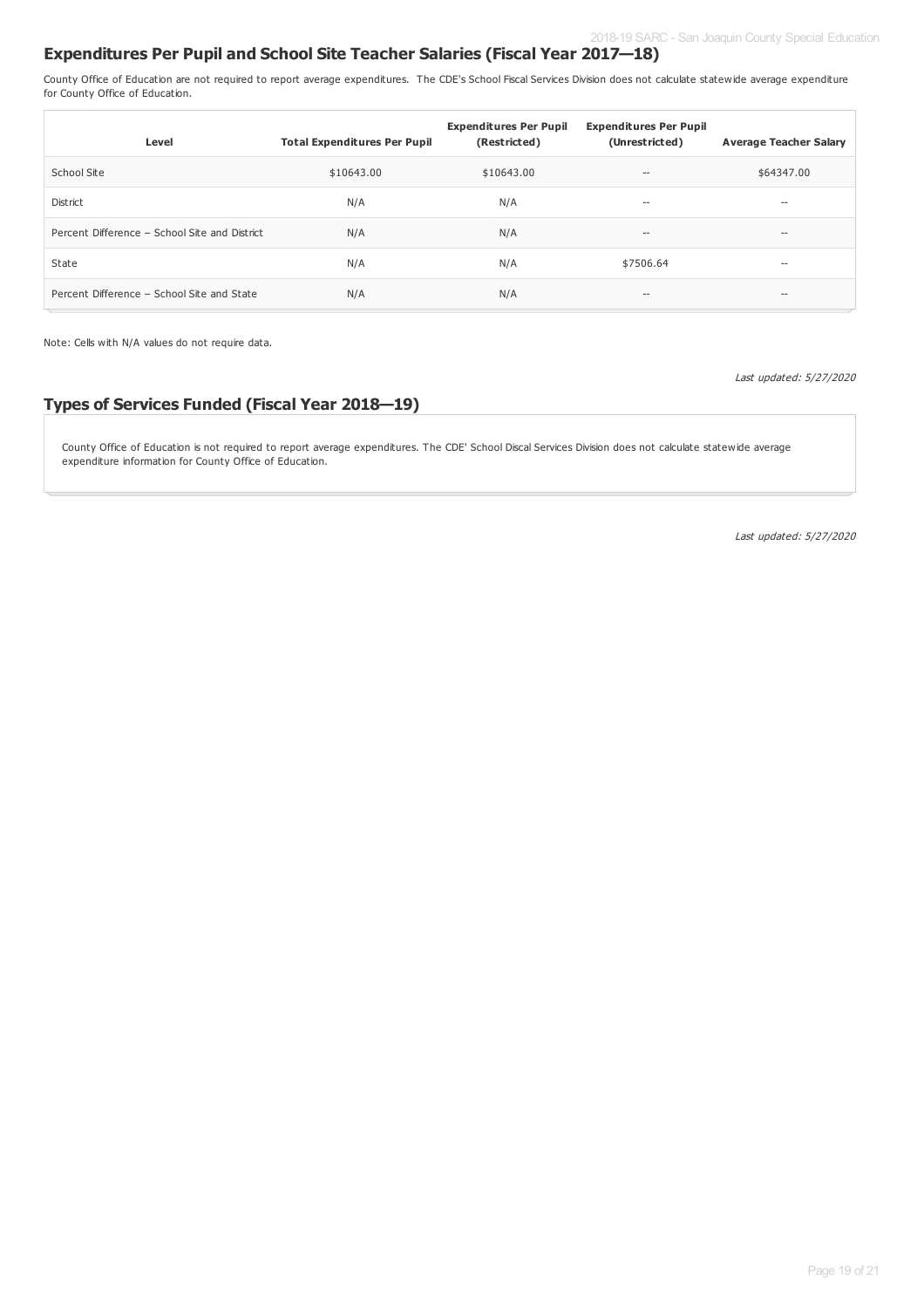## Expenditures Per Pupil and School Site Teacher Salaries (Fiscal Year 2017—18)

County Office of Education are not required to report average expenditures. The CDE's School Fiscal Services Division does not calculate statewide average expenditure for County Office of Education.

| Level | Total Expenditures Per Pupil | Expenditures Per Pupil (Restricted) | Expenditures Per Pupil (Unrestricted) | Average Teacher Salary |
|---|---|---|---|---|
| School Site | $10643.00 | $10643.00 | -- | $64347.00 |
| District | N/A | N/A | -- | -- |
| Percent Difference – School Site and District | N/A | N/A | -- | -- |
| State | N/A | N/A | $7506.64 | -- |
| Percent Difference – School Site and State | N/A | N/A | -- | -- |

Note: Cells with N/A values do not require data.

*Last updated: 5/27/2020*

## Types of Services Funded (Fiscal Year 2018—19)

County Office of Education is not required to report average expenditures. The CDE' School Discal Services Division does not calculate statewide average expenditure information for County Office of Education.

*Last updated: 5/27/2020*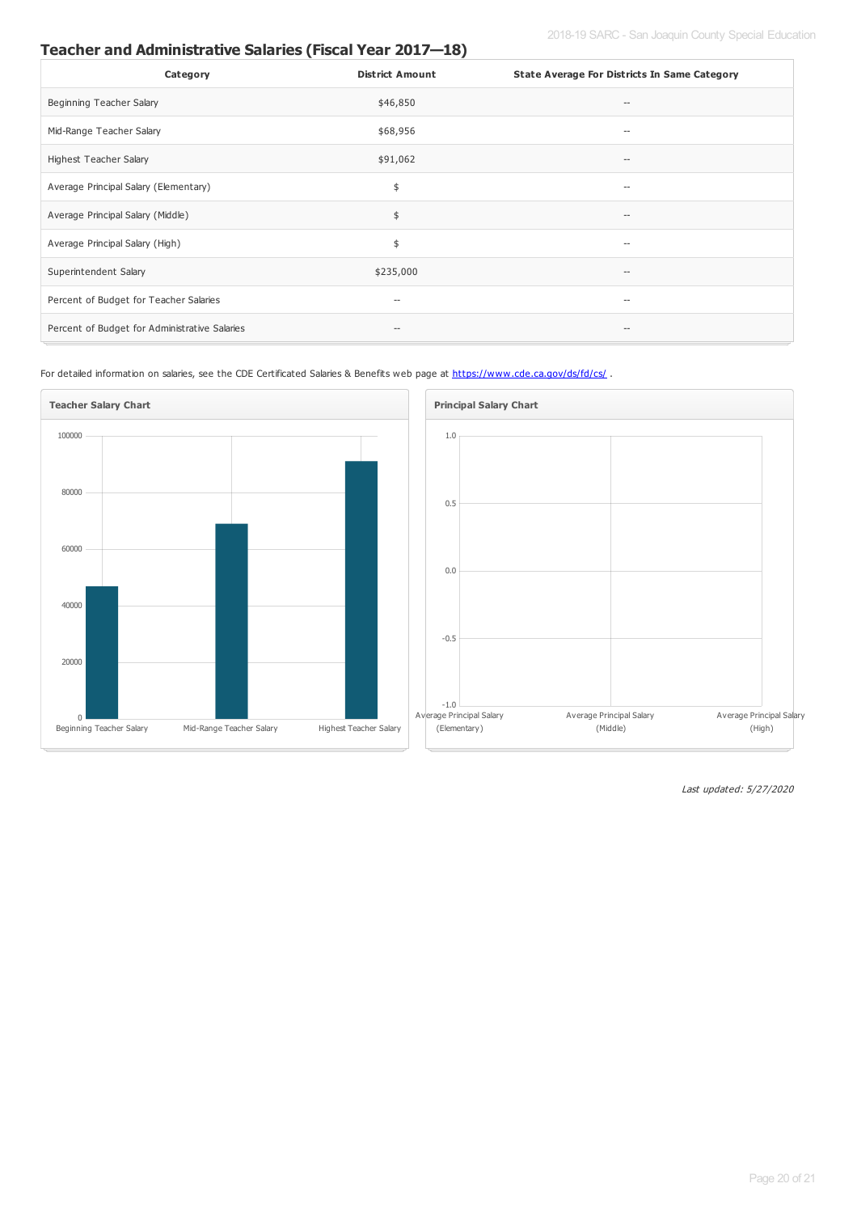## Teacher and Administrative Salaries (Fiscal Year 2017—18)

| Category | District Amount | State Average For Districts In Same Category |
|---|---|---|
| Beginning Teacher Salary | $46,850 | -- |
| Mid-Range Teacher Salary | $68,956 | -- |
| Highest Teacher Salary | $91,062 | -- |
| Average Principal Salary (Elementary) | $ | -- |
| Average Principal Salary (Middle) | $ | -- |
| Average Principal Salary (High) | $ | -- |
| Superintendent Salary | $235,000 | -- |
| Percent of Budget for Teacher Salaries | -- | -- |
| Percent of Budget for Administrative Salaries | -- | -- |

For detailed information on salaries, see the CDE Certificated Salaries & Benefits web page at https://www.cde.ca.gov/ds/fd/cs/ .

**Teacher Salary Chart**

100000
80000
60000
40000
20000
0
Beginning Teacher Salary
Mid-Range Teacher Salary
Highest Teacher Salary

**Principal Salary Chart**

1.0
0.5
0.0
-0.5
-1.0
Average Principal Salary (Elementary)
Average Principal Salary (Middle)
Average Principal Salary (High)

*Last updated: 5/27/2020*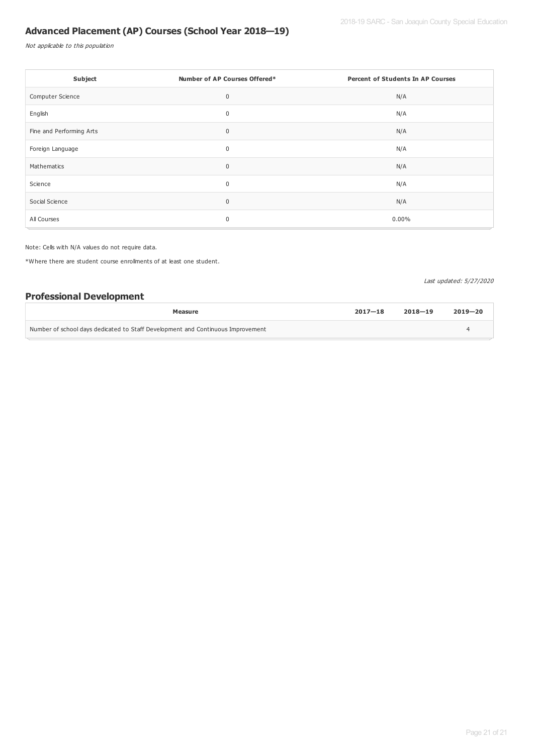## Advanced Placement (AP) Courses (School Year 2018—19)

*Not applicable to this population*

| Subject | Number of AP Courses Offered* | Percent of Students In AP Courses |
|---|---|---|
| Computer Science | 0 | N/A |
| English | 0 | N/A |
| Fine and Performing Arts | 0 | N/A |
| Foreign Language | 0 | N/A |
| Mathematics | 0 | N/A |
| Science | 0 | N/A |
| Social Science | 0 | N/A |
| All Courses | 0 | 0.00% |

Note: Cells with N/A values do not require data.

*Where there are student course enrollments of at least one student.

*Last updated: 5/27/2020*

## Professional Development

| Measure | 2017—18 | 2018—19 | 2019—20 |
|---|---|---|---|
| Number of school days dedicated to Staff Development and Continuous Improvement | | | 4 |